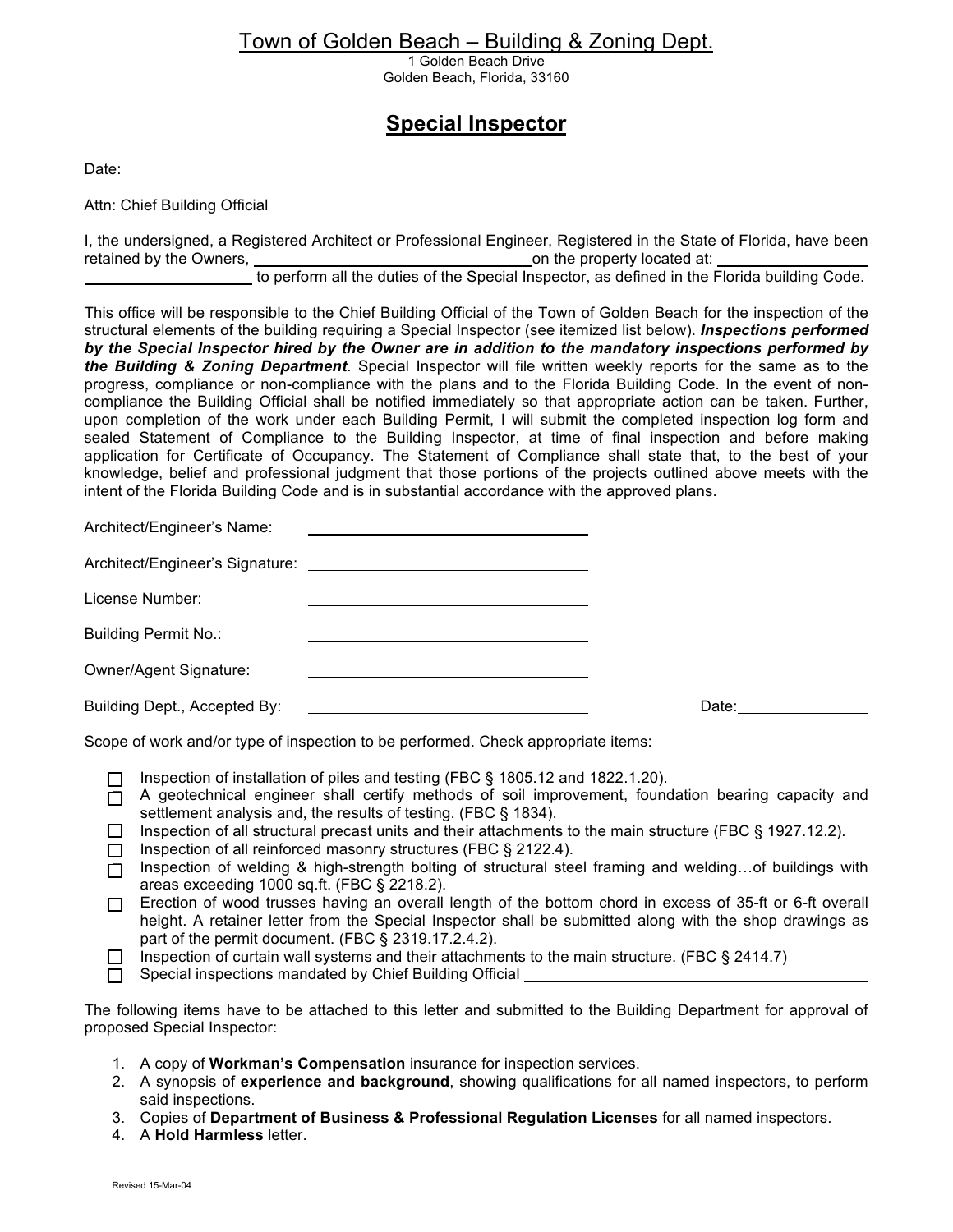# Town of Golden Beach – Building & Zoning Dept.

1 Golden Beach Drive
Golden Beach, Florida, 33160

## Special Inspector

Date:

Attn: Chief Building Official

I, the undersigned, a Registered Architect or Professional Engineer, Registered in the State of Florida, have been retained by the Owners, ______________________________ on the property located at: ________________ ____________________ to perform all the duties of the Special Inspector, as defined in the Florida building Code.

This office will be responsible to the Chief Building Official of the Town of Golden Beach for the inspection of the structural elements of the building requiring a Special Inspector (see itemized list below). ***Inspections performed by the Special Inspector hired by the Owner are in addition to the mandatory inspections performed by the Building & Zoning Department***. Special Inspector will file written weekly reports for the same as to the progress, compliance or non-compliance with the plans and to the Florida Building Code. In the event of non-compliance the Building Official shall be notified immediately so that appropriate action can be taken. Further, upon completion of the work under each Building Permit, I will submit the completed inspection log form and sealed Statement of Compliance to the Building Inspector, at time of final inspection and before making application for Certificate of Occupancy. The Statement of Compliance shall state that, to the best of your knowledge, belief and professional judgment that those portions of the projects outlined above meets with the intent of the Florida Building Code and is in substantial accordance with the approved plans.

Architect/Engineer's Name: ______________________________

Architect/Engineer's Signature: ______________________________

License Number: ______________________________

Building Permit No.: ______________________________

Owner/Agent Signature: ______________________________

Building Dept., Accepted By: ______________________________ Date: ______________

Scope of work and/or type of inspection to be performed. Check appropriate items:

- ☐ Inspection of installation of piles and testing (FBC § 1805.12 and 1822.1.20).
- ☐ A geotechnical engineer shall certify methods of soil improvement, foundation bearing capacity and settlement analysis and, the results of testing. (FBC § 1834).
- ☐ Inspection of all structural precast units and their attachments to the main structure (FBC § 1927.12.2).
- ☐ Inspection of all reinforced masonry structures (FBC § 2122.4).
- ☐ Inspection of welding & high-strength bolting of structural steel framing and welding…of buildings with areas exceeding 1000 sq.ft. (FBC § 2218.2).
- ☐ Erection of wood trusses having an overall length of the bottom chord in excess of 35-ft or 6-ft overall height. A retainer letter from the Special Inspector shall be submitted along with the shop drawings as part of the permit document. (FBC § 2319.17.2.4.2).
- ☐ Inspection of curtain wall systems and their attachments to the main structure. (FBC § 2414.7)
- ☐ Special inspections mandated by Chief Building Official ______________________________

The following items have to be attached to this letter and submitted to the Building Department for approval of proposed Special Inspector:

1. A copy of **Workman's Compensation** insurance for inspection services.
2. A synopsis of **experience and background**, showing qualifications for all named inspectors, to perform said inspections.
3. Copies of **Department of Business & Professional Regulation Licenses** for all named inspectors.
4. A **Hold Harmless** letter.

Revised 15-Mar-04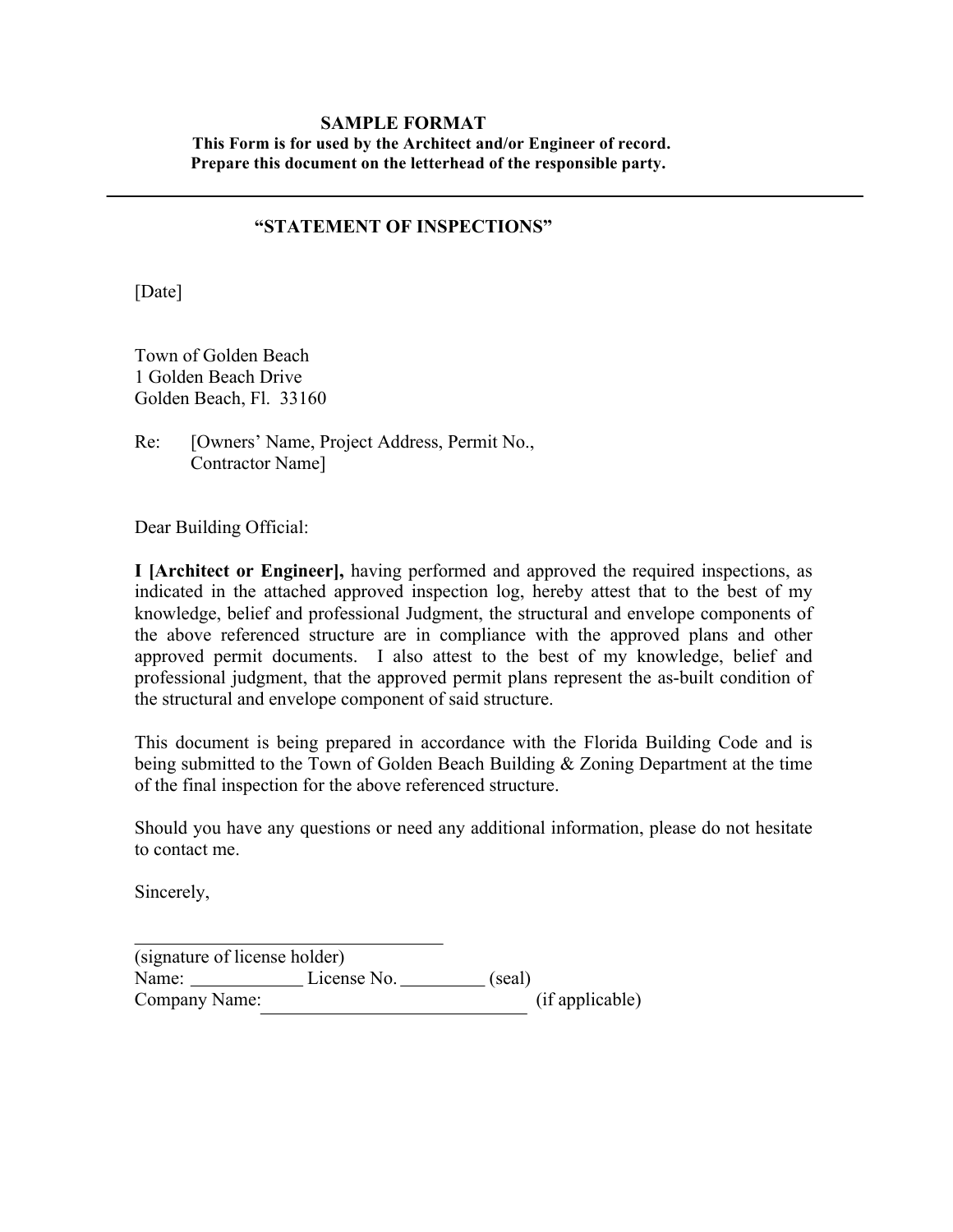**SAMPLE FORMAT**
**This Form is for used by the Architect and/or Engineer of record.**
**Prepare this document on the letterhead of the responsible party.**

---

## "STATEMENT OF INSPECTIONS"

[Date]

Town of Golden Beach
1 Golden Beach Drive
Golden Beach, Fl. 33160

Re: [Owners' Name, Project Address, Permit No., Contractor Name]

Dear Building Official:

**I [Architect or Engineer],** having performed and approved the required inspections, as indicated in the attached approved inspection log, hereby attest that to the best of my knowledge, belief and professional Judgment, the structural and envelope components of the above referenced structure are in compliance with the approved plans and other approved permit documents. I also attest to the best of my knowledge, belief and professional judgment, that the approved permit plans represent the as-built condition of the structural and envelope component of said structure.

This document is being prepared in accordance with the Florida Building Code and is being submitted to the Town of Golden Beach Building & Zoning Department at the time of the final inspection for the above referenced structure.

Should you have any questions or need any additional information, please do not hesitate to contact me.

Sincerely,

\_\_\_\_\_\_\_\_\_\_\_\_\_\_\_\_\_\_\_\_\_\_\_\_\_\_\_\_\_\_\_\_\_\_
(signature of license holder)
Name: \_\_\_\_\_\_\_\_\_\_\_\_ License No. \_\_\_\_\_\_\_\_\_ (seal)
Company Name: \_\_\_\_\_\_\_\_\_\_\_\_\_\_\_\_\_\_\_\_\_\_\_\_\_\_\_\_ (if applicable)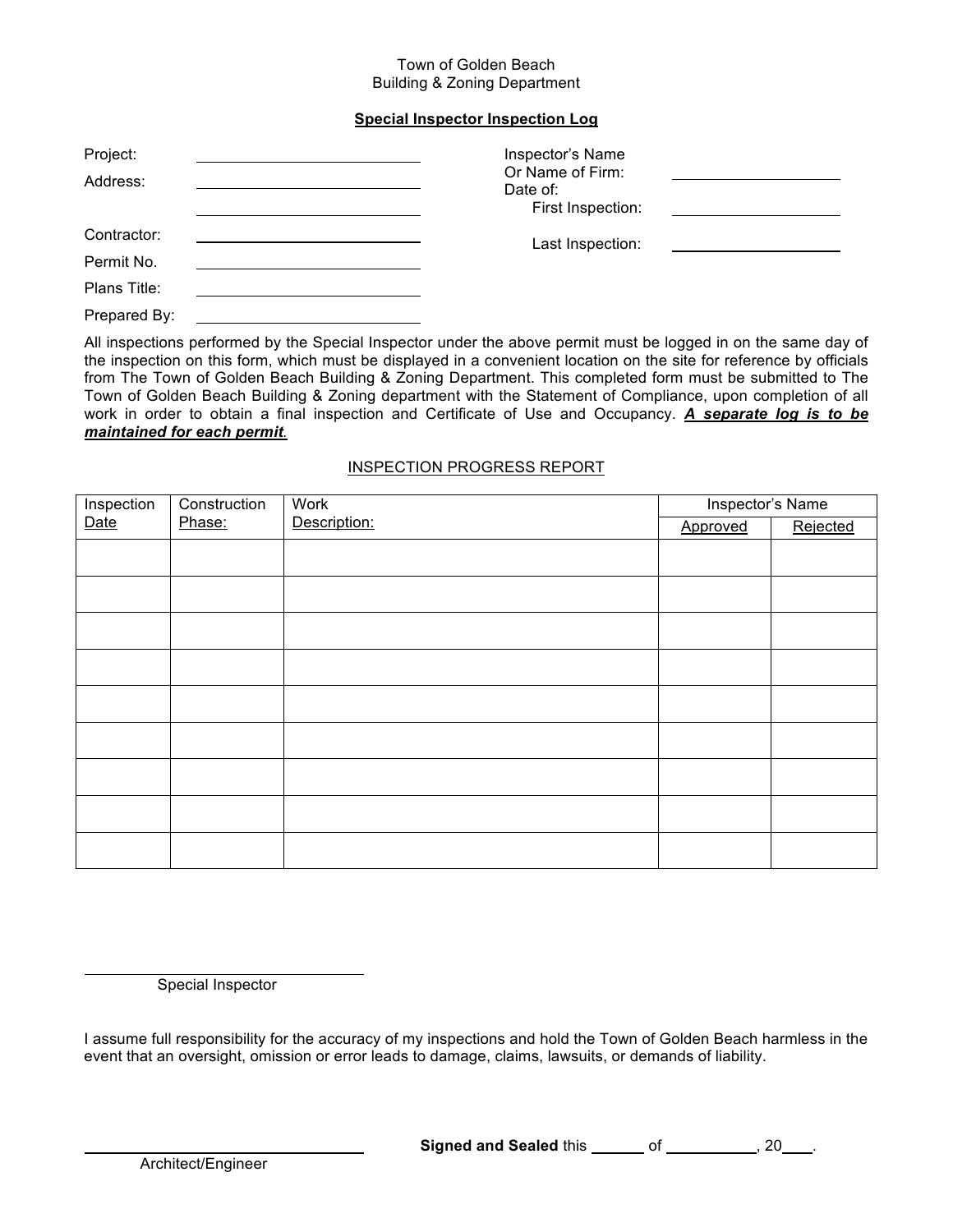Town of Golden Beach
Building & Zoning Department

**Special Inspector Inspection Log**

Project: ____________________________

Address: ____________________________

____________________________

Contractor: ____________________________

Permit No. ____________________________

Plans Title: ____________________________

Prepared By: ____________________________

Inspector's Name
Or Name of Firm: ____________________

Date of:
First Inspection: ____________________

Last Inspection: ____________________

All inspections performed by the Special Inspector under the above permit must be logged in on the same day of the inspection on this form, which must be displayed in a convenient location on the site for reference by officials from The Town of Golden Beach Building & Zoning Department. This completed form must be submitted to The Town of Golden Beach Building & Zoning department with the Statement of Compliance, upon completion of all work in order to obtain a final inspection and Certificate of Use and Occupancy. ***A separate log is to be maintained for each permit***.

INSPECTION PROGRESS REPORT

| Inspection Date | Construction Phase: | Work Description: | Inspector's Name | |
|---|---|---|---|---|
| | | | Approved | Rejected |
| | | | | |
| | | | | |
| | | | | |
| | | | | |
| | | | | |
| | | | | |
| | | | | |
| | | | | |
| | | | | |

____________________________
Special Inspector

I assume full responsibility for the accuracy of my inspections and hold the Town of Golden Beach harmless in the event that an oversight, omission or error leads to damage, claims, lawsuits, or demands of liability.

____________________________
Architect/Engineer

**Signed and Sealed** this ______ of __________, 20___.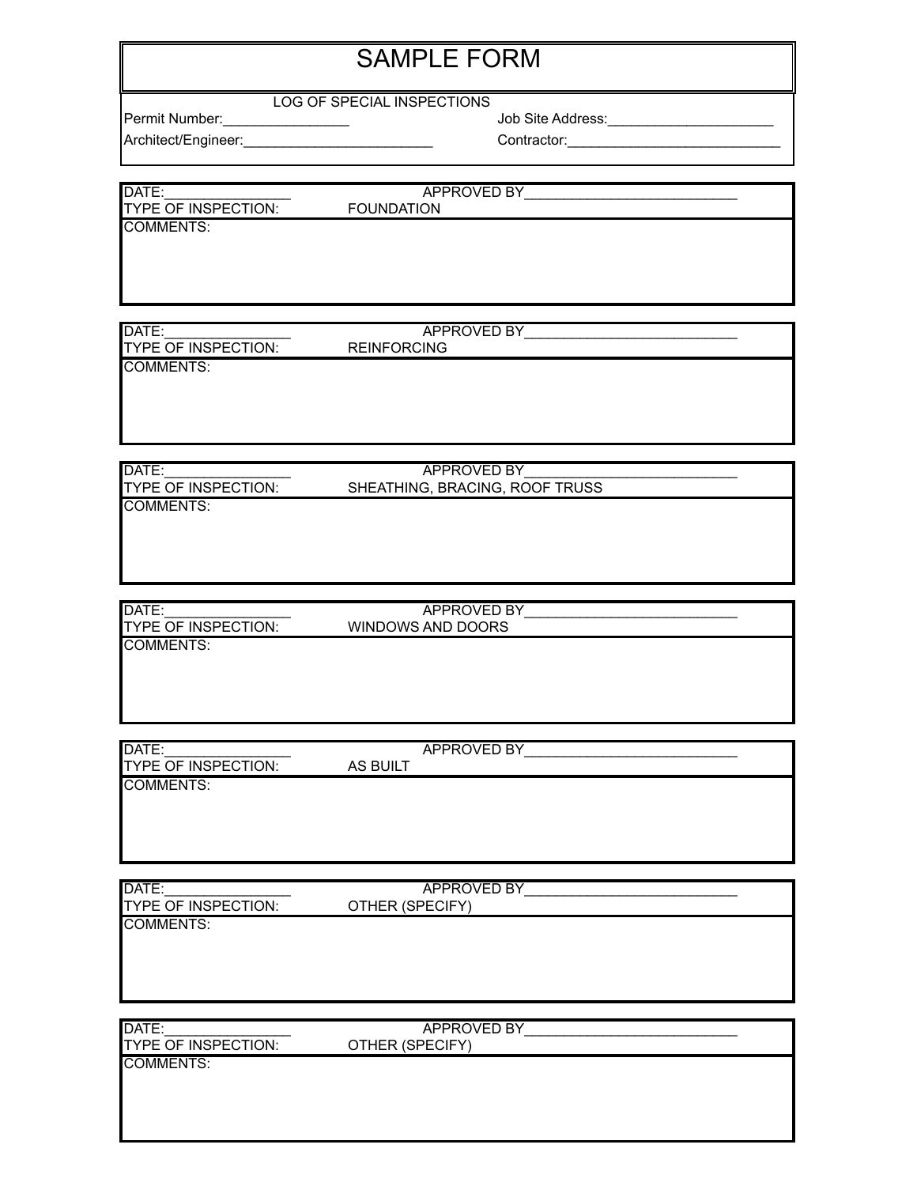# SAMPLE FORM

LOG OF SPECIAL INSPECTIONS

Permit Number:________________ Job Site Address:______________________

Architect/Engineer:_________________________ Contractor:____________________________

---

DATE:________________ APPROVED BY___________________________

TYPE OF INSPECTION: FOUNDATION

COMMENTS:

---

DATE:________________ APPROVED BY___________________________

TYPE OF INSPECTION: REINFORCING

COMMENTS:

---

DATE:________________ APPROVED BY___________________________

TYPE OF INSPECTION: SHEATHING, BRACING, ROOF TRUSS

COMMENTS:

---

DATE:________________ APPROVED BY___________________________

TYPE OF INSPECTION: WINDOWS AND DOORS

COMMENTS:

---

DATE:________________ APPROVED BY___________________________

TYPE OF INSPECTION: AS BUILT

COMMENTS:

---

DATE:________________ APPROVED BY___________________________

TYPE OF INSPECTION: OTHER (SPECIFY)

COMMENTS:

---

DATE:________________ APPROVED BY___________________________

TYPE OF INSPECTION: OTHER (SPECIFY)

COMMENTS: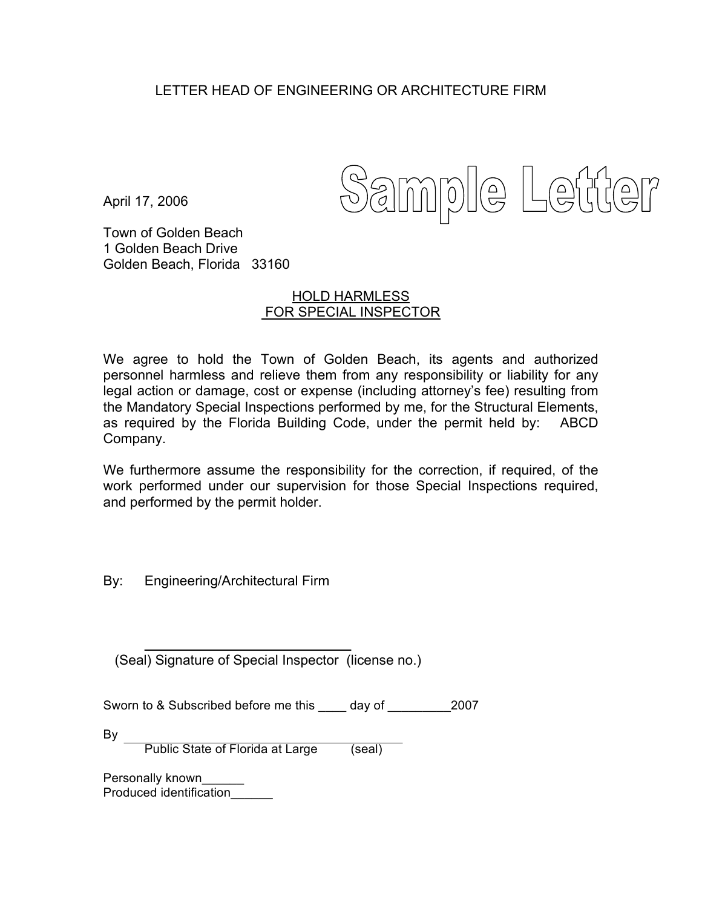LETTER HEAD OF ENGINEERING OR ARCHITECTURE FIRM

Sample Letter

April 17, 2006

Town of Golden Beach
1 Golden Beach Drive
Golden Beach, Florida 33160

HOLD HARMLESS
FOR SPECIAL INSPECTOR

We agree to hold the Town of Golden Beach, its agents and authorized personnel harmless and relieve them from any responsibility or liability for any legal action or damage, cost or expense (including attorney's fee) resulting from the Mandatory Special Inspections performed by me, for the Structural Elements, as required by the Florida Building Code, under the permit held by: ABCD Company.

We furthermore assume the responsibility for the correction, if required, of the work performed under our supervision for those Special Inspections required, and performed by the permit holder.

By: Engineering/Architectural Firm

\_\_\_\_\_\_\_\_\_\_\_\_\_\_\_\_\_\_\_\_\_\_\_\_\_\_\_\_
(Seal) Signature of Special Inspector (license no.)

Sworn to & Subscribed before me this ____ day of _________2007

By \_\_\_\_\_\_\_\_\_\_\_\_\_\_\_\_\_\_\_\_\_\_\_\_\_\_\_\_\_\_\_\_\_\_\_\_\_\_\_\_
Public State of Florida at Large (seal)

Personally known______
Produced identification______